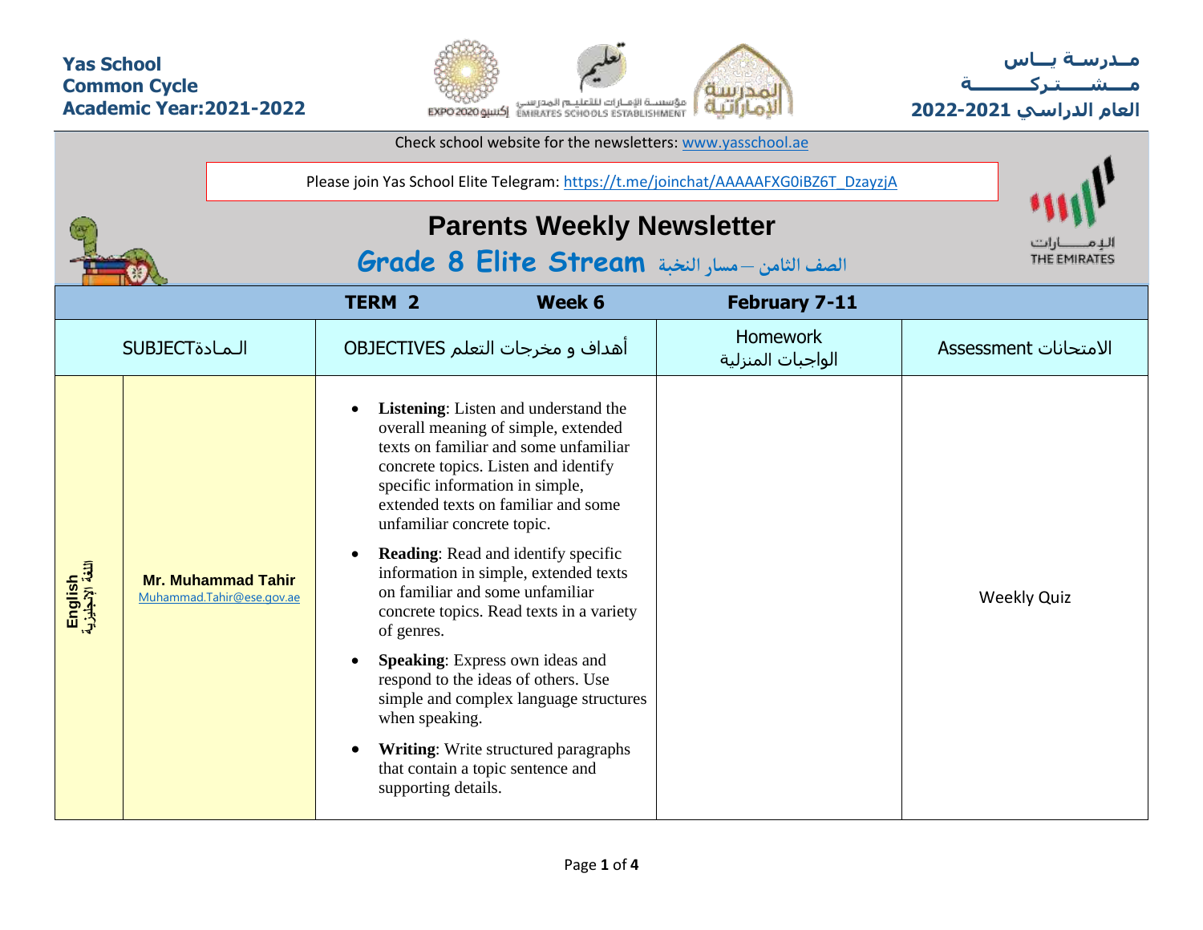**Yas School**
**Common Cycle**
**Academic Year:2021-2022**

**مــدرسـة يــاس**
**مـــشـــتـركـــــــة**
**العام الدراسي 2021-2022**

Check school website for the newsletters: www.yasschool.ae

Please join Yas School Elite Telegram: https://t.me/joinchat/AAAAAFXG0iBZ6T_DzayzjA

# Parents Weekly Newsletter

## Grade 8 Elite Stream الصف الثامن – مسار النخبة

| TERM 2 | Week 6 | February 7-11 | | |
|---|---|---|---|---|
| SUBJECTالـمـادة | | OBJECTIVES أهداف و مخرجات التعلم | Homework الواجبات المنزلية | Assessment الامتحانات |
| English اللغة الإنجليزية | **Mr. Muhammad Tahir** Muhammad.Tahir@ese.gov.ae | • **Listening**: Listen and understand the overall meaning of simple, extended texts on familiar and some unfamiliar concrete topics. Listen and identify specific information in simple, extended texts on familiar and some unfamiliar concrete topic.<br>• **Reading**: Read and identify specific information in simple, extended texts on familiar and some unfamiliar concrete topics. Read texts in a variety of genres.<br>• **Speaking**: Express own ideas and respond to the ideas of others. Use simple and complex language structures when speaking.<br>• **Writing**: Write structured paragraphs that contain a topic sentence and supporting details. | | Weekly Quiz |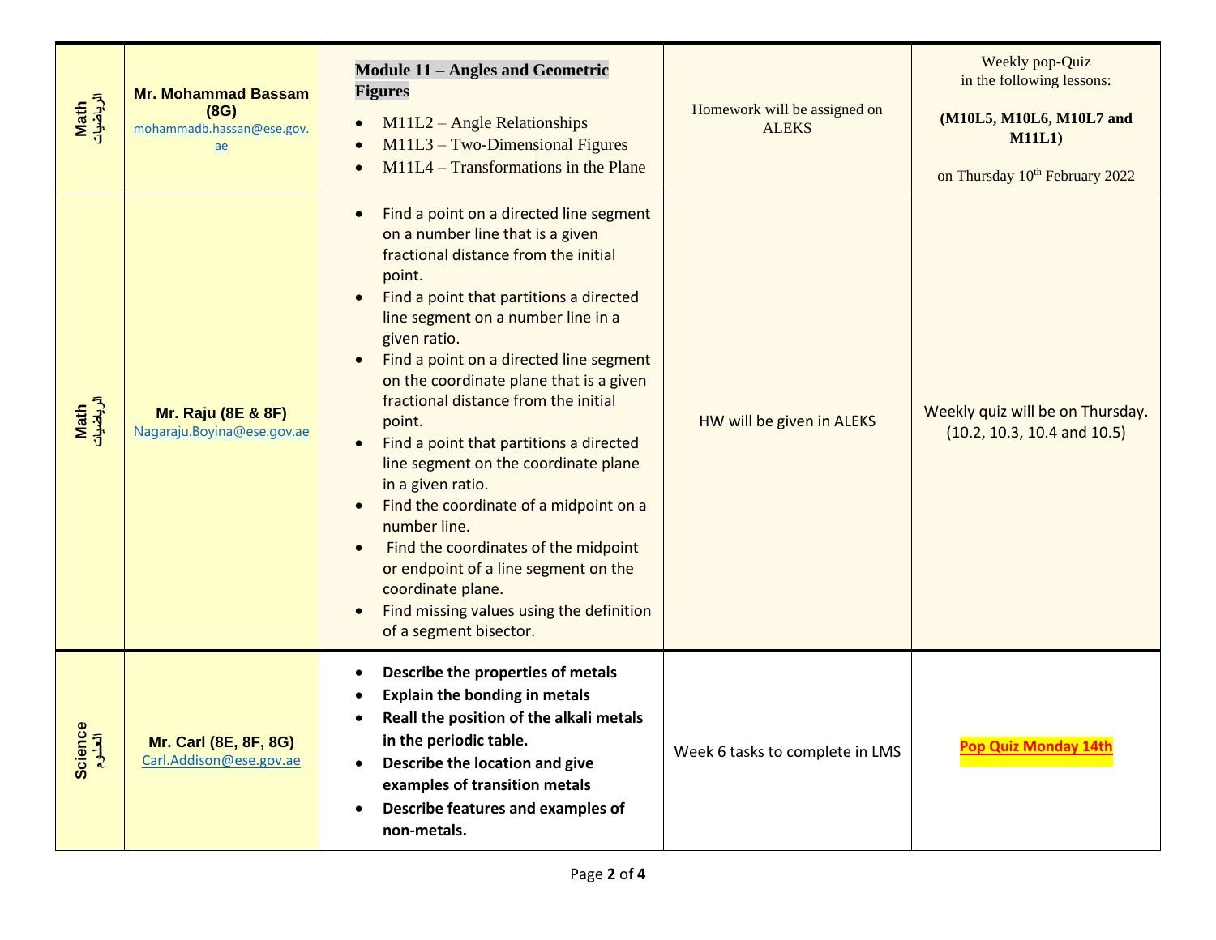| Math الرياضيات | Mr. Mohammad Bassam (8G) mohammadb.hassan@ese.gov.ae | **Module 11 – Angles and Geometric Figures**<br>• M11L2 – Angle Relationships<br>• M11L3 – Two-Dimensional Figures<br>• M11L4 – Transformations in the Plane | Homework will be assigned on ALEKS | Weekly pop-Quiz in the following lessons:<br>**(M10L5, M10L6, M10L7 and M11L1)**<br>on Thursday 10th February 2022 |
|---|---|---|---|---|
| Math الرياضيات | Mr. Raju (8E & 8F) Nagaraju.Boyina@ese.gov.ae | • Find a point on a directed line segment on a number line that is a given fractional distance from the initial point.<br>• Find a point that partitions a directed line segment on a number line in a given ratio.<br>• Find a point on a directed line segment on the coordinate plane that is a given fractional distance from the initial point.<br>• Find a point that partitions a directed line segment on the coordinate plane in a given ratio.<br>• Find the coordinate of a midpoint on a number line.<br>• Find the coordinates of the midpoint or endpoint of a line segment on the coordinate plane.<br>• Find missing values using the definition of a segment bisector. | HW will be given in ALEKS | Weekly quiz will be on Thursday. (10.2, 10.3, 10.4 and 10.5) |
| Science العلوم | Mr. Carl (8E, 8F, 8G) Carl.Addison@ese.gov.ae | • **Describe the properties of metals**<br>• **Explain the bonding in metals**<br>• **Reall the position of the alkali metals in the periodic table.**<br>• **Describe the location and give examples of transition metals**<br>• **Describe features and examples of non-metals.** | Week 6 tasks to complete in LMS | **Pop Quiz Monday 14th** |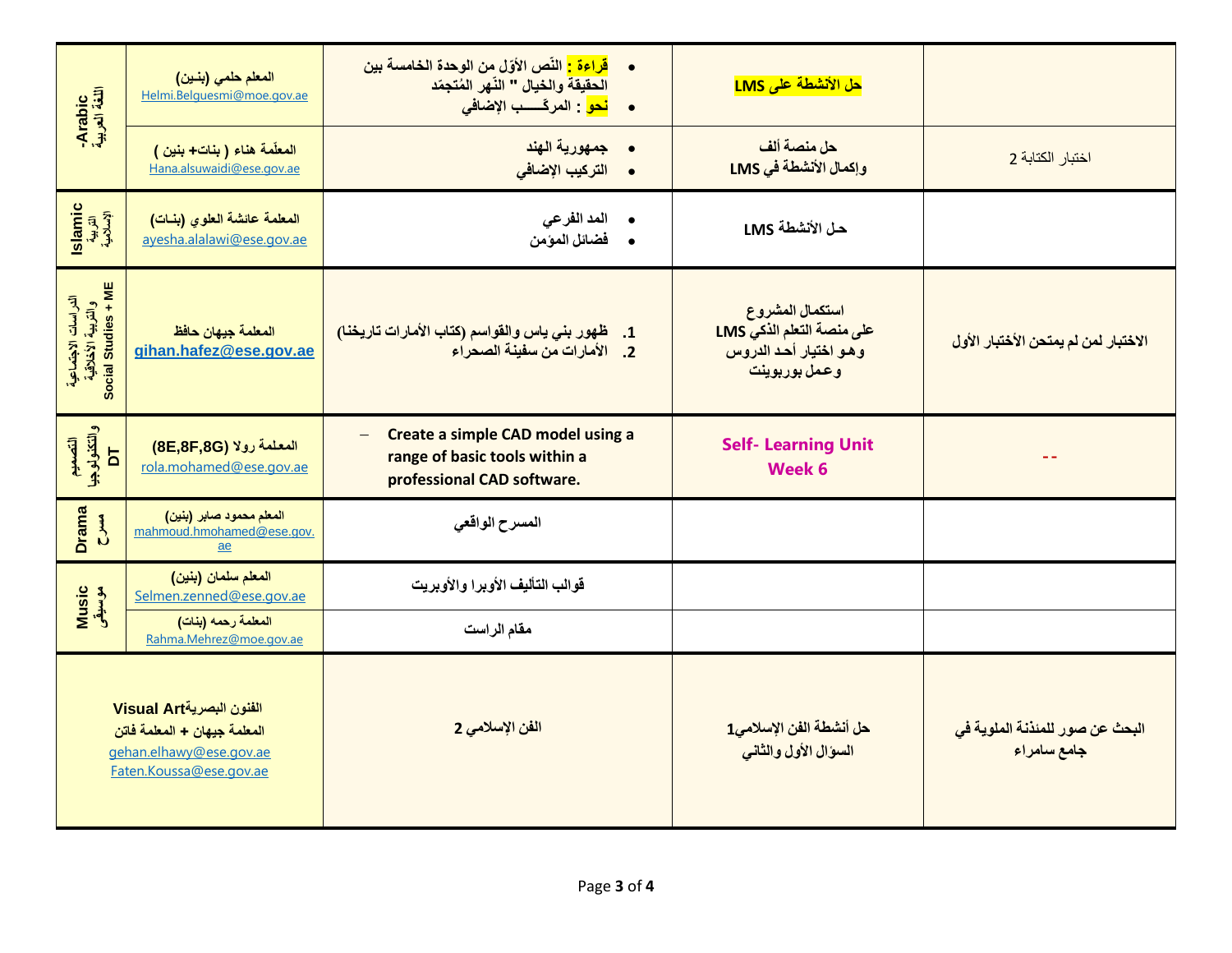| | | | | |
|---|---|---|---|---|
| -Arabic اللغة العربية | المعلم حلمي (بنين) Helmi.Belguesmi@moe.gov.ae | • قراءة : النّص الأوّل من الوحدة الخامسة بين الحقيقة والخيال " النّهر المُتجمّد<br>• نحو : المركّـــب الإضافي | حل الأنشطة على LMS | |
| | المعلّمة هناء ( بنات+ بنين ) Hana.alsuwaidi@ese.gov.ae | • جمهورية الهند<br>• التركيب الإضافي | حل منصة ألف وإكمال الأنشطة في LMS | اختبار الكتابة 2 |
| Islamic التربية الإسلامية | المعلمة عائشة العلوي (بنـات) ayesha.alalawi@ese.gov.ae | • المد الفرعي<br>• فضائل المؤمن | حـل الأنشطة LMS | |
| الدراسات الاجتماعية والتربية الأخلاقية Social Studies + ME | المعلمة جيهان حافظ gihan.hafez@ese.gov.ae | 1. ظهور بني ياس والقواسم (كتاب الأمارات تاريخنا)<br>2. الأمارات من سفينة الصحراء | استكمال المشروع على منصة التعلم الذكي LMS وهـو اختيار أحـد الدروس وعمل بوربوينت | الاختبار لمن لم يمتحن الأختبار الأول |
| التصميم والتكنولوجيا DT | المعلمة رولا (8E,8F,8G) rola.mohamed@ese.gov.ae | – Create a simple CAD model using a range of basic tools within a professional CAD software. | Self- Learning Unit Week 6 | -- |
| Drama مسرح | المعلم محمود صابر (بنين) mahmoud.hmohamed@ese.gov.ae | المسرح الواقعي | | |
| Music موسيقى | المعلم سلمان (بنين) Selmen.zenned@ese.gov.ae | قوالب التأليف الأوبرا والأوبريت | | |
| | المعلمة رحمه (بنات) Rahma.Mehrez@moe.gov.ae | مقام الراست | | |
| الفنون البصريةVisual Art المعلمة جيهان + المعلمة فاتن gehan.elhawy@ese.gov.ae Faten.Koussa@ese.gov.ae | | الفن الإسلامي 2 | حل أنشطة الفن الإسلامي1 السؤال الأول والثاني | البحث عن صور للمئذنة الملوية في جامع سامراء |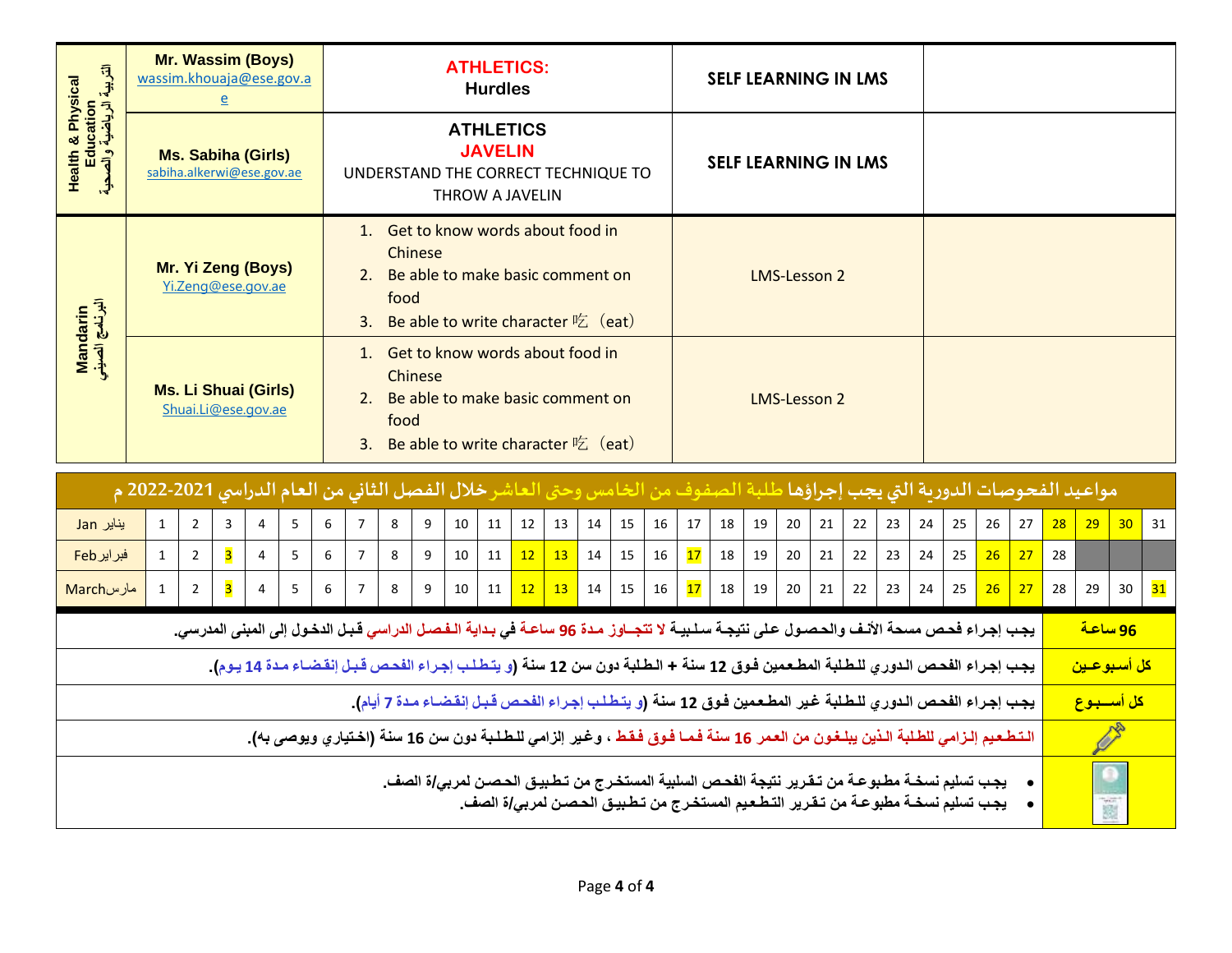| | | | | |
|---|---|---|---|---|
| Health & Physical Education التربية الرياضية والصحية | Mr. Wassim (Boys) wassim.khouaja@ese.gov.ae | **ATHLETICS:** Hurdles | SELF LEARNING IN LMS | |
| | Ms. Sabiha (Girls) sabiha.alkerwi@ese.gov.ae | **ATHLETICS JAVELIN** UNDERSTAND THE CORRECT TECHNIQUE TO THROW A JAVELIN | SELF LEARNING IN LMS | |
| Mandarin البرنامج الصيني | Mr. Yi Zeng (Boys) Yi.Zeng@ese.gov.ae | 1. Get to know words about food in Chinese 2. Be able to make basic comment on food 3. Be able to write character 吃（eat） | LMS-Lesson 2 | |
| | Ms. Li Shuai (Girls) Shuai.Li@ese.gov.ae | 1. Get to know words about food in Chinese 2. Be able to make basic comment on food 3. Be able to write character 吃（eat） | LMS-Lesson 2 | |

**مواعيد الفحوصات الدورية التي يجب إجراؤها طلبة الصفوف من الخامس وحتى العاشر خلال الفصل الثاني من العام الدراسي 2021-2022 م**

| | | | | | | | | | | | | | | | | | | | | | | | | | | | | | | | |
|---|---|---|---|---|---|---|---|---|---|---|---|---|---|---|---|---|---|---|---|---|---|---|---|---|---|---|---|---|---|---|---|
| Jan يناير | 1 | 2 | 3 | 4 | 5 | 6 | 7 | 8 | 9 | 10 | 11 | 12 | 13 | 14 | 15 | 16 | 17 | 18 | 19 | 20 | 21 | 22 | 23 | 24 | 25 | 26 | 27 | 28 | 29 | 30 | 31 |
| Feb فبراير | 1 | 2 | 3 | 4 | 5 | 6 | 7 | 8 | 9 | 10 | 11 | 12 | 13 | 14 | 15 | 16 | 17 | 18 | 19 | 20 | 21 | 22 | 23 | 24 | 25 | 26 | 27 | 28 | | | |
| March مارس | 1 | 2 | 3 | 4 | 5 | 6 | 7 | 8 | 9 | 10 | 11 | 12 | 13 | 14 | 15 | 16 | 17 | 18 | 19 | 20 | 21 | 22 | 23 | 24 | 25 | 26 | 27 | 28 | 29 | 30 | 31 |

| | |
|---|---|
| **96 ساعة** | يجب إجراء فحص مسحة الأنف والحصول على نتيجة سلبية لا تتجاوز مدة 96 ساعة في بداية الفصل الدراسي قبل الدخول إلى المبنى المدرسي. |
| **كل أسبوعين** | يجب إجراء الفحص الدوري للطلبة المطعمين فوق 12 سنة + الطلبة دون سن 12 سنة (و يتطلب إجراء الفحص قبل إنقضاء مدة 14 يوم). |
| **كل أسبوع** | يجب إجراء الفحص الدوري للطلبة غير المطعمين فوق 12 سنة (و يتطلب إجراء الفحص قبل إنقضاء مدة 7 أيام). |
| | التطعيم إلزامي للطلبة الذين يبلغون من العمر 16 سنة فما فوق فقط ، وغير إلزامي للطلبة دون سن 16 سنة (اختياري ويوصى به). |
| | • يجب تسليم نسخة مطبوعة من تقرير نتيجة الفحص السلبية المستخرج من تطبيق الحصن لمربي/ة الصف. • يجب تسليم نسخة مطبوعة من تقرير التطعيم المستخرج من تطبيق الحصن لمربي/ة الصف. |